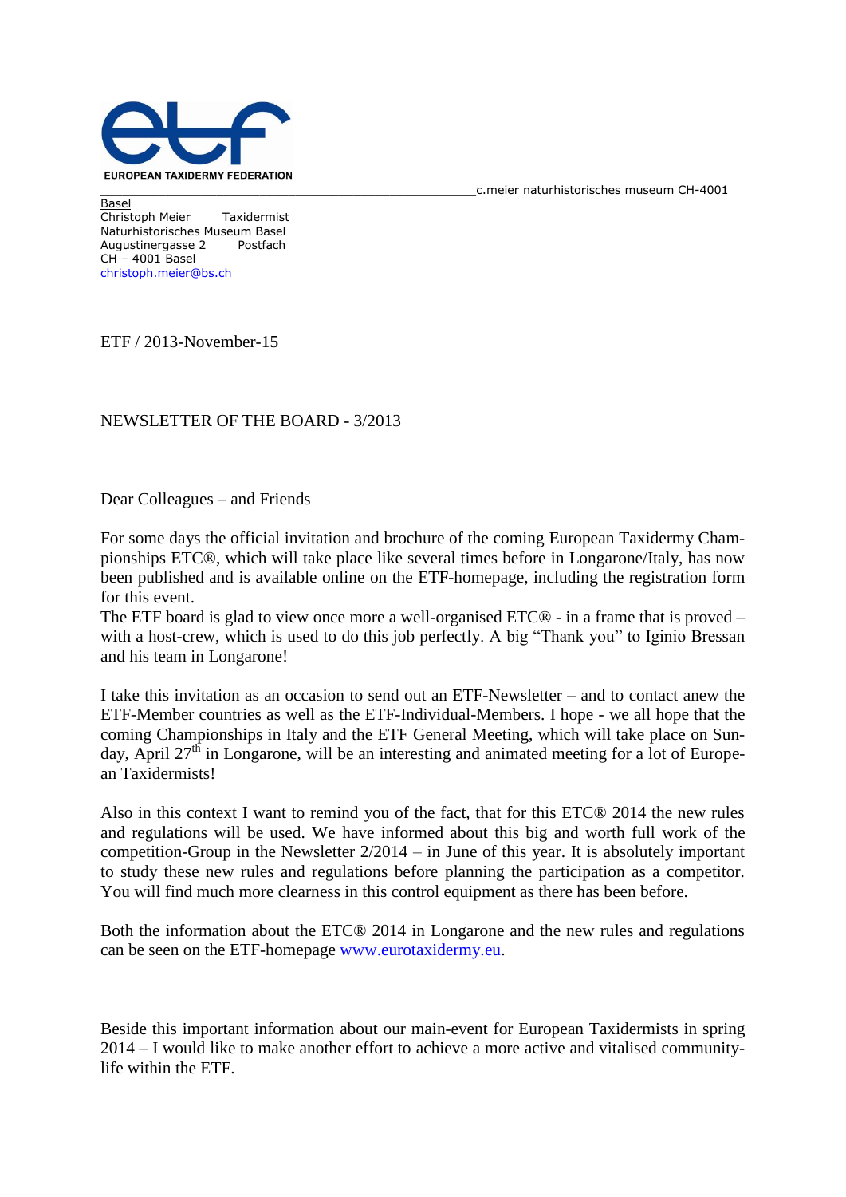EUROPEAN TAXIDERMY FEDERATION

c.meier naturhistorisches museum CH-4001 Basel

Christoph Meier Taxidermist
Naturhistorisches Museum Basel
Augustinergasse 2 Postfach
CH – 4001 Basel
christoph.meier@bs.ch

ETF / 2013-November-15

NEWSLETTER OF THE BOARD - 3/2013

Dear Colleagues – and Friends

For some days the official invitation and brochure of the coming European Taxidermy Championships ETC®, which will take place like several times before in Longarone/Italy, has now been published and is available online on the ETF-homepage, including the registration form for this event.
The ETF board is glad to view once more a well-organised ETC® - in a frame that is proved – with a host-crew, which is used to do this job perfectly. A big "Thank you" to Iginio Bressan and his team in Longarone!

I take this invitation as an occasion to send out an ETF-Newsletter – and to contact anew the ETF-Member countries as well as the ETF-Individual-Members. I hope - we all hope that the coming Championships in Italy and the ETF General Meeting, which will take place on Sunday, April 27th in Longarone, will be an interesting and animated meeting for a lot of European Taxidermists!

Also in this context I want to remind you of the fact, that for this ETC® 2014 the new rules and regulations will be used. We have informed about this big and worth full work of the competition-Group in the Newsletter 2/2014 – in June of this year. It is absolutely important to study these new rules and regulations before planning the participation as a competitor. You will find much more clearness in this control equipment as there has been before.

Both the information about the ETC® 2014 in Longarone and the new rules and regulations can be seen on the ETF-homepage www.eurotaxidermy.eu.

Beside this important information about our main-event for European Taxidermists in spring 2014 – I would like to make another effort to achieve a more active and vitalised community-life within the ETF.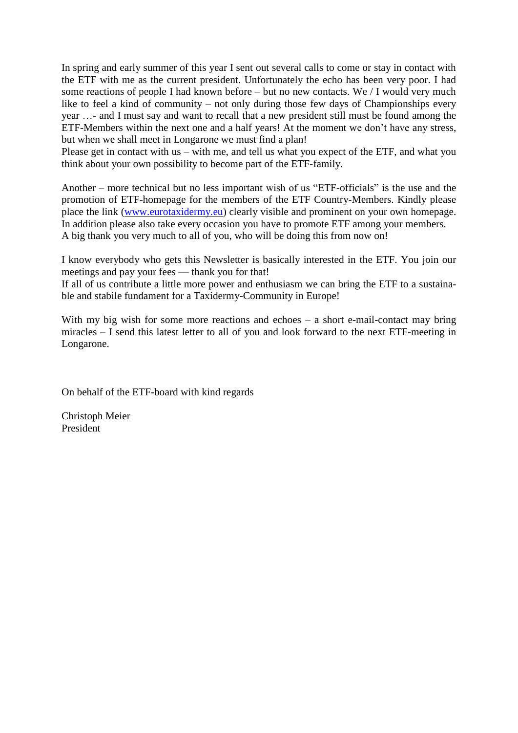In spring and early summer of this year I sent out several calls to come or stay in contact with the ETF with me as the current president. Unfortunately the echo has been very poor. I had some reactions of people I had known before – but no new contacts. We / I would very much like to feel a kind of community – not only during those few days of Championships every year …- and I must say and want to recall that a new president still must be found among the ETF-Members within the next one and a half years! At the moment we don't have any stress, but when we shall meet in Longarone we must find a plan!
Please get in contact with us – with me, and tell us what you expect of the ETF, and what you think about your own possibility to become part of the ETF-family.

Another – more technical but no less important wish of us "ETF-officials" is the use and the promotion of ETF-homepage for the members of the ETF Country-Members. Kindly please place the link ([www.eurotaxidermy.eu](http://www.eurotaxidermy.eu)) clearly visible and prominent on your own homepage. In addition please also take every occasion you have to promote ETF among your members.
A big thank you very much to all of you, who will be doing this from now on!

I know everybody who gets this Newsletter is basically interested in the ETF. You join our meetings and pay your fees — thank you for that!
If all of us contribute a little more power and enthusiasm we can bring the ETF to a sustainable and stabile fundament for a Taxidermy-Community in Europe!

With my big wish for some more reactions and echoes – a short e-mail-contact may bring miracles – I send this latest letter to all of you and look forward to the next ETF-meeting in Longarone.

On behalf of the ETF-board with kind regards

Christoph Meier
President